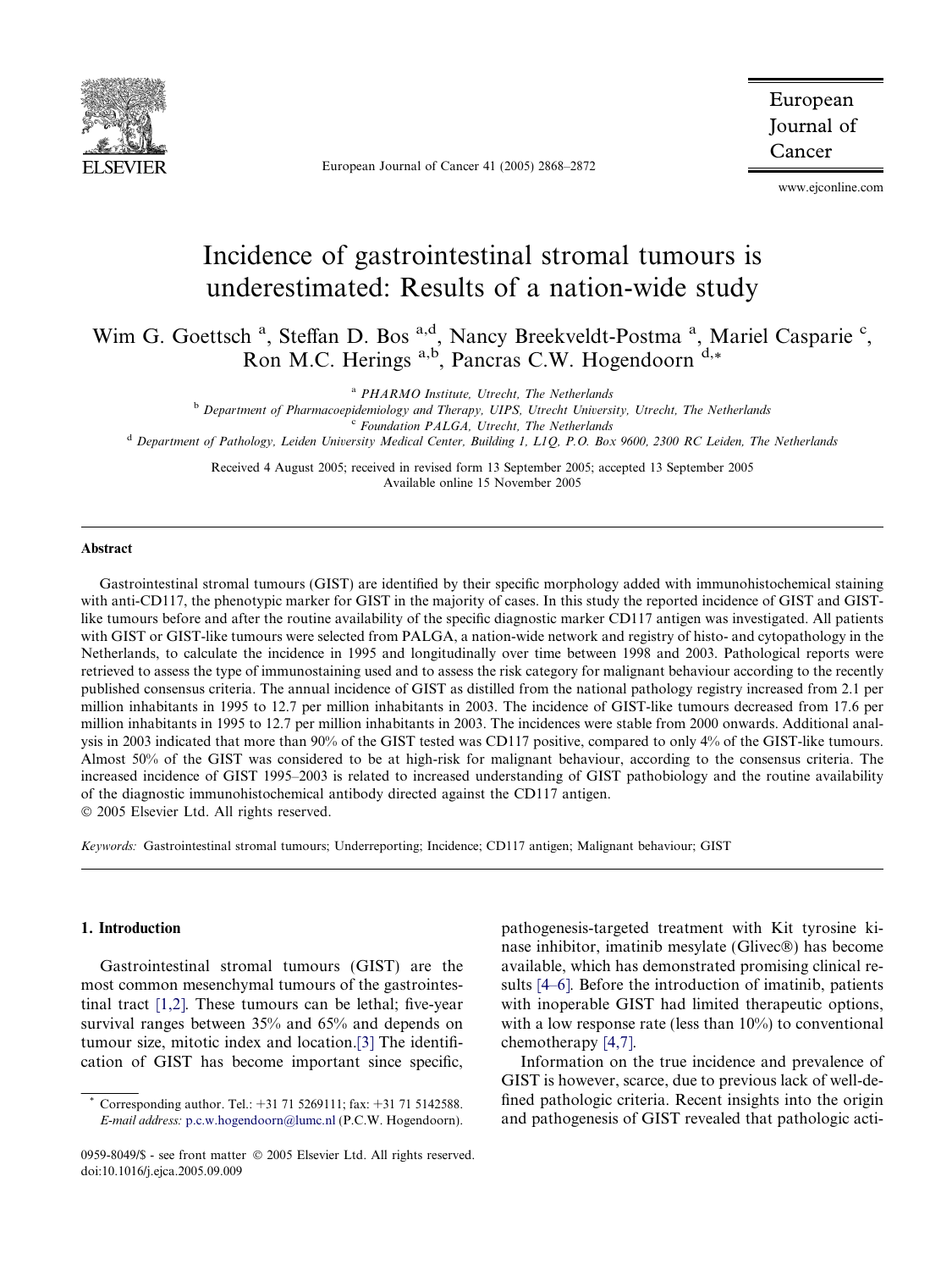# Incidence of gastrointestinal stromal tumours is underestimated: Results of a nation-wide study

Wim G. Goettsch [a], Steffan D. Bos [a,d], Nancy Breekveldt-Postma [a], Mariel Casparie [c], Ron M.C. Herings [a,b], Pancras C.W. Hogendoorn [d,*]

[a] *PHARMO Institute, Utrecht, The Netherlands*

[b] *Department of Pharmacoepidemiology and Therapy, UIPS, Utrecht University, Utrecht, The Netherlands*

[c] *Foundation PALGA, Utrecht, The Netherlands*

[d] *Department of Pathology, Leiden University Medical Center, Building 1, L1Q, P.O. Box 9600, 2300 RC Leiden, The Netherlands*

Received 4 August 2005; received in revised form 13 September 2005; accepted 13 September 2005
Available online 15 November 2005

## Abstract

Gastrointestinal stromal tumours (GIST) are identified by their specific morphology added with immunohistochemical staining with anti-CD117, the phenotypic marker for GIST in the majority of cases. In this study the reported incidence of GIST and GIST-like tumours before and after the routine availability of the specific diagnostic marker CD117 antigen was investigated. All patients with GIST or GIST-like tumours were selected from PALGA, a nation-wide network and registry of histo- and cytopathology in the Netherlands, to calculate the incidence in 1995 and longitudinally over time between 1998 and 2003. Pathological reports were retrieved to assess the type of immunostaining used and to assess the risk category for malignant behaviour according to the recently published consensus criteria. The annual incidence of GIST as distilled from the national pathology registry increased from 2.1 per million inhabitants in 1995 to 12.7 per million inhabitants in 2003. The incidence of GIST-like tumours decreased from 17.6 per million inhabitants in 1995 to 12.7 per million inhabitants in 2003. The incidences were stable from 2000 onwards. Additional analysis in 2003 indicated that more than 90% of the GIST tested was CD117 positive, compared to only 4% of the GIST-like tumours. Almost 50% of the GIST was considered to be at high-risk for malignant behaviour, according to the consensus criteria. The increased incidence of GIST 1995–2003 is related to increased understanding of GIST pathobiology and the routine availability of the diagnostic immunohistochemical antibody directed against the CD117 antigen.

© 2005 Elsevier Ltd. All rights reserved.

*Keywords:* Gastrointestinal stromal tumours; Underreporting; Incidence; CD117 antigen; Malignant behaviour; GIST

## 1. Introduction

Gastrointestinal stromal tumours (GIST) are the most common mesenchymal tumours of the gastrointestinal tract [1,2]. These tumours can be lethal; five-year survival ranges between 35% and 65% and depends on tumour size, mitotic index and location.[3] The identification of GIST has become important since specific, pathogenesis-targeted treatment with Kit tyrosine kinase inhibitor, imatinib mesylate (Glivec®) has become available, which has demonstrated promising clinical results [4–6]. Before the introduction of imatinib, patients with inoperable GIST had limited therapeutic options, with a low response rate (less than 10%) to conventional chemotherapy [4,7].

Information on the true incidence and prevalence of GIST is however, scarce, due to previous lack of well-defined pathologic criteria. Recent insights into the origin and pathogenesis of GIST revealed that pathologic acti-

* Corresponding author. Tel.: +31 71 5269111; fax: +31 71 5142588. *E-mail address:* p.c.w.hogendoorn@lumc.nl (P.C.W. Hogendoorn).

0959-8049/$ - see front matter © 2005 Elsevier Ltd. All rights reserved.
doi:10.1016/j.ejca.2005.09.009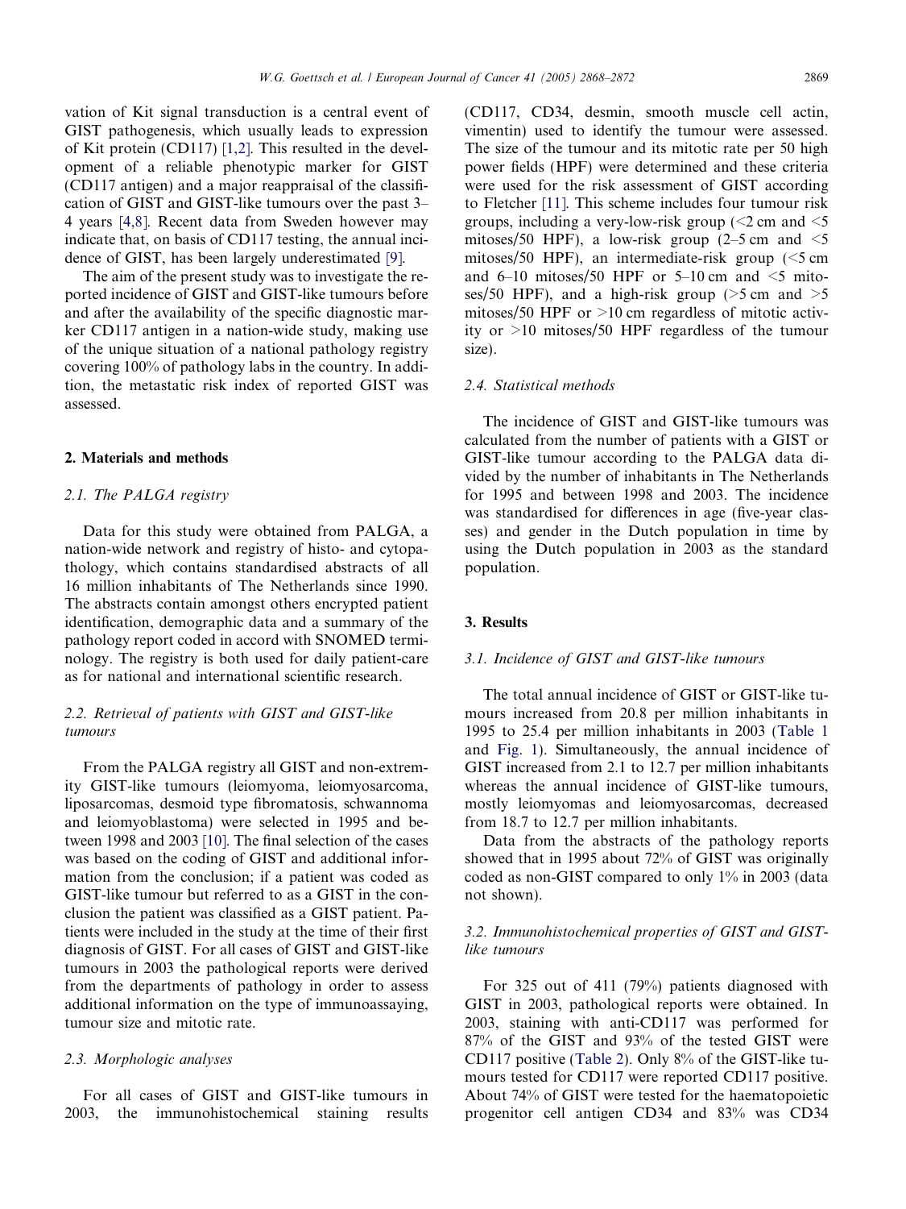vation of Kit signal transduction is a central event of GIST pathogenesis, which usually leads to expression of Kit protein (CD117) [1,2]. This resulted in the development of a reliable phenotypic marker for GIST (CD117 antigen) and a major reappraisal of the classification of GIST and GIST-like tumours over the past 3–4 years [4,8]. Recent data from Sweden however may indicate that, on basis of CD117 testing, the annual incidence of GIST, has been largely underestimated [9].

The aim of the present study was to investigate the reported incidence of GIST and GIST-like tumours before and after the availability of the specific diagnostic marker CD117 antigen in a nation-wide study, making use of the unique situation of a national pathology registry covering 100% of pathology labs in the country. In addition, the metastatic risk index of reported GIST was assessed.

## 2. Materials and methods

### 2.1. The PALGA registry

Data for this study were obtained from PALGA, a nation-wide network and registry of histo- and cytopathology, which contains standardised abstracts of all 16 million inhabitants of The Netherlands since 1990. The abstracts contain amongst others encrypted patient identification, demographic data and a summary of the pathology report coded in accord with SNOMED terminology. The registry is both used for daily patient-care as for national and international scientific research.

### 2.2. Retrieval of patients with GIST and GIST-like tumours

From the PALGA registry all GIST and non-extremity GIST-like tumours (leiomyoma, leiomyosarcoma, liposarcomas, desmoid type fibromatosis, schwannoma and leiomyoblastoma) were selected in 1995 and between 1998 and 2003 [10]. The final selection of the cases was based on the coding of GIST and additional information from the conclusion; if a patient was coded as GIST-like tumour but referred to as a GIST in the conclusion the patient was classified as a GIST patient. Patients were included in the study at the time of their first diagnosis of GIST. For all cases of GIST and GIST-like tumours in 2003 the pathological reports were derived from the departments of pathology in order to assess additional information on the type of immunoassaying, tumour size and mitotic rate.

### 2.3. Morphologic analyses

For all cases of GIST and GIST-like tumours in 2003, the immunohistochemical staining results (CD117, CD34, desmin, smooth muscle cell actin, vimentin) used to identify the tumour were assessed. The size of the tumour and its mitotic rate per 50 high power fields (HPF) were determined and these criteria were used for the risk assessment of GIST according to Fletcher [11]. This scheme includes four tumour risk groups, including a very-low-risk group (<2 cm and <5 mitoses/50 HPF), a low-risk group (2–5 cm and <5 mitoses/50 HPF), an intermediate-risk group (<5 cm and 6–10 mitoses/50 HPF or 5–10 cm and <5 mitoses/50 HPF), and a high-risk group (>5 cm and >5 mitoses/50 HPF or >10 cm regardless of mitotic activity or >10 mitoses/50 HPF regardless of the tumour size).

### 2.4. Statistical methods

The incidence of GIST and GIST-like tumours was calculated from the number of patients with a GIST or GIST-like tumour according to the PALGA data divided by the number of inhabitants in The Netherlands for 1995 and between 1998 and 2003. The incidence was standardised for differences in age (five-year classes) and gender in the Dutch population in time by using the Dutch population in 2003 as the standard population.

## 3. Results

### 3.1. Incidence of GIST and GIST-like tumours

The total annual incidence of GIST or GIST-like tumours increased from 20.8 per million inhabitants in 1995 to 25.4 per million inhabitants in 2003 (Table 1 and Fig. 1). Simultaneously, the annual incidence of GIST increased from 2.1 to 12.7 per million inhabitants whereas the annual incidence of GIST-like tumours, mostly leiomyomas and leiomyosarcomas, decreased from 18.7 to 12.7 per million inhabitants.

Data from the abstracts of the pathology reports showed that in 1995 about 72% of GIST was originally coded as non-GIST compared to only 1% in 2003 (data not shown).

### 3.2. Immunohistochemical properties of GIST and GIST-like tumours

For 325 out of 411 (79%) patients diagnosed with GIST in 2003, pathological reports were obtained. In 2003, staining with anti-CD117 was performed for 87% of the GIST and 93% of the tested GIST were CD117 positive (Table 2). Only 8% of the GIST-like tumours tested for CD117 were reported CD117 positive. About 74% of GIST were tested for the haematopoietic progenitor cell antigen CD34 and 83% was CD34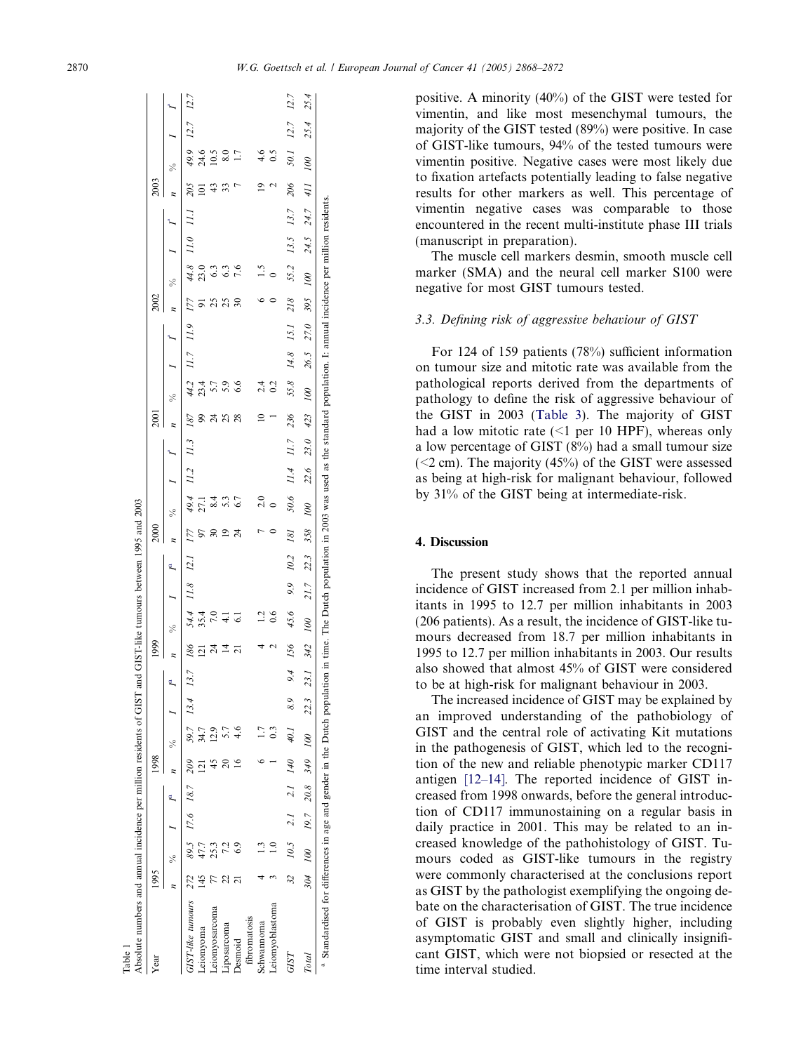Table 1
Absolute numbers and annual incidence per million residents of GIST and GIST-like tumours between 1995 and 2003

| Year | 1995 | | | | 1998 | | | | 1999 | | | | 2000 | | | | 2001 | | | | 2002 | | | | 2003 | | | |
|---|---|---|---|---|---|---|---|---|---|---|---|---|---|---|---|---|---|---|---|---|---|---|---|---|---|---|---|---|
| | n | % | I | I[a] | n | % | I | I[a] | n | % | I | I[a] | n | % | I | I[a] | n | % | I | I[a] | n | % | I | I[a] | n | % | I | I[a] |
| *GIST-like tumours* | *272* | *89.5* | *17.6* | *18.7* | *209* | *59.7* | *13.4* | *13.7* | *186* | *54.4* | *11.8* | *12.1* | *177* | *49.4* | *11.2* | *11.3* | *187* | *44.2* | *11.7* | *11.9* | *177* | *44.8* | *11.0* | *11.1* | *205* | *49.9* | *12.7* | *12.7* |
| Leiomyoma | 145 | 47.7 | | | 121 | 34.7 | | | 121 | 35.4 | | | 97 | 27.1 | | | 99 | 23.4 | | | 91 | 23.0 | | | 101 | 24.6 | | |
| Leiomyosarcoma | 77 | 25.3 | | | 45 | 12.9 | | | 24 | 7.0 | | | 30 | 8.4 | | | 24 | 5.7 | | | 25 | 6.3 | | | 43 | 10.5 | | |
| Liposarcoma | 22 | 7.2 | | | 20 | 5.7 | | | 14 | 4.1 | | | 19 | 5.3 | | | 25 | 5.9 | | | 25 | 6.3 | | | 33 | 8.0 | | |
| Desmoid fibromatosis | 21 | 6.9 | | | 16 | 4.6 | | | 21 | 6.1 | | | 24 | 6.7 | | | 28 | 6.6 | | | 30 | 7.6 | | | 7 | 1.7 | | |
| Schwannoma | 4 | 1.3 | | | 6 | 1.7 | | | 4 | 1.2 | | | 7 | 2.0 | | | 10 | 2.4 | | | 6 | 1.5 | | | 19 | 4.6 | | |
| Leiomyoblastoma | 3 | 1.0 | | | 1 | 0.3 | | | 2 | 0.6 | | | 0 | 0 | | | 1 | 0.2 | | | 0 | 0 | | | 2 | 0.5 | | |
| *GIST* | *32* | *10.5* | *2.1* | *2.1* | *140* | *40.1* | *8.9* | *9.4* | *156* | *45.6* | *9.9* | *10.2* | *181* | *50.6* | *11.4* | *11.7* | *236* | *55.8* | *14.8* | *15.1* | *218* | *55.2* | *13.5* | *13.7* | *206* | *50.1* | *12.7* | *12.7* |
| *Total* | *304* | *100* | *19.7* | *20.8* | *349* | *100* | *22.3* | *23.1* | *342* | *100* | *21.7* | *22.3* | *358* | *100* | *22.6* | *23.0* | *423* | *100* | *26.5* | *27.0* | *395* | *100* | *24.5* | *24.7* | *411* | *100* | *25.4* | *25.4* |

[a] Standardised for differences in age and gender in the Dutch population in time. The Dutch population in 2003 was used as the standard population. I: annual incidence per million residents.

positive. A minority (40%) of the GIST were tested for vimentin, and like most mesenchymal tumours, the majority of the GIST tested (89%) were positive. In case of GIST-like tumours, 94% of the tested tumours were vimentin positive. Negative cases were most likely due to fixation artefacts potentially leading to false negative results for other markers as well. This percentage of vimentin negative cases was comparable to those encountered in the recent multi-institute phase III trials (manuscript in preparation).

The muscle cell markers desmin, smooth muscle cell marker (SMA) and the neural cell marker S100 were negative for most GIST tumours tested.

### 3.3. Defining risk of aggressive behaviour of GIST

For 124 of 159 patients (78%) sufficient information on tumour size and mitotic rate was available from the pathological reports derived from the departments of pathology to define the risk of aggressive behaviour of the GIST in 2003 (Table 3). The majority of GIST had a low mitotic rate (<1 per 10 HPF), whereas only a low percentage of GIST (8%) had a small tumour size (<2 cm). The majority (45%) of the GIST were assessed as being at high-risk for malignant behaviour, followed by 31% of the GIST being at intermediate-risk.

## 4. Discussion

The present study shows that the reported annual incidence of GIST increased from 2.1 per million inhabitants in 1995 to 12.7 per million inhabitants in 2003 (206 patients). As a result, the incidence of GIST-like tumours decreased from 18.7 per million inhabitants in 1995 to 12.7 per million inhabitants in 2003. Our results also showed that almost 45% of GIST were considered to be at high-risk for malignant behaviour in 2003.

The increased incidence of GIST may be explained by an improved understanding of the pathobiology of GIST and the central role of activating Kit mutations in the pathogenesis of GIST, which led to the recognition of the new and reliable phenotypic marker CD117 antigen [12–14]. The reported incidence of GIST increased from 1998 onwards, before the general introduction of CD117 immunostaining on a regular basis in daily practice in 2001. This may be related to an increased knowledge of the pathohistology of GIST. Tumours coded as GIST-like tumours in the registry were commonly characterised at the conclusions report as GIST by the pathologist exemplifying the ongoing debate on the characterisation of GIST. The true incidence of GIST is probably even slightly higher, including asymptomatic GIST and small and clinically insignificant GIST, which were not biopsied or resected at the time interval studied.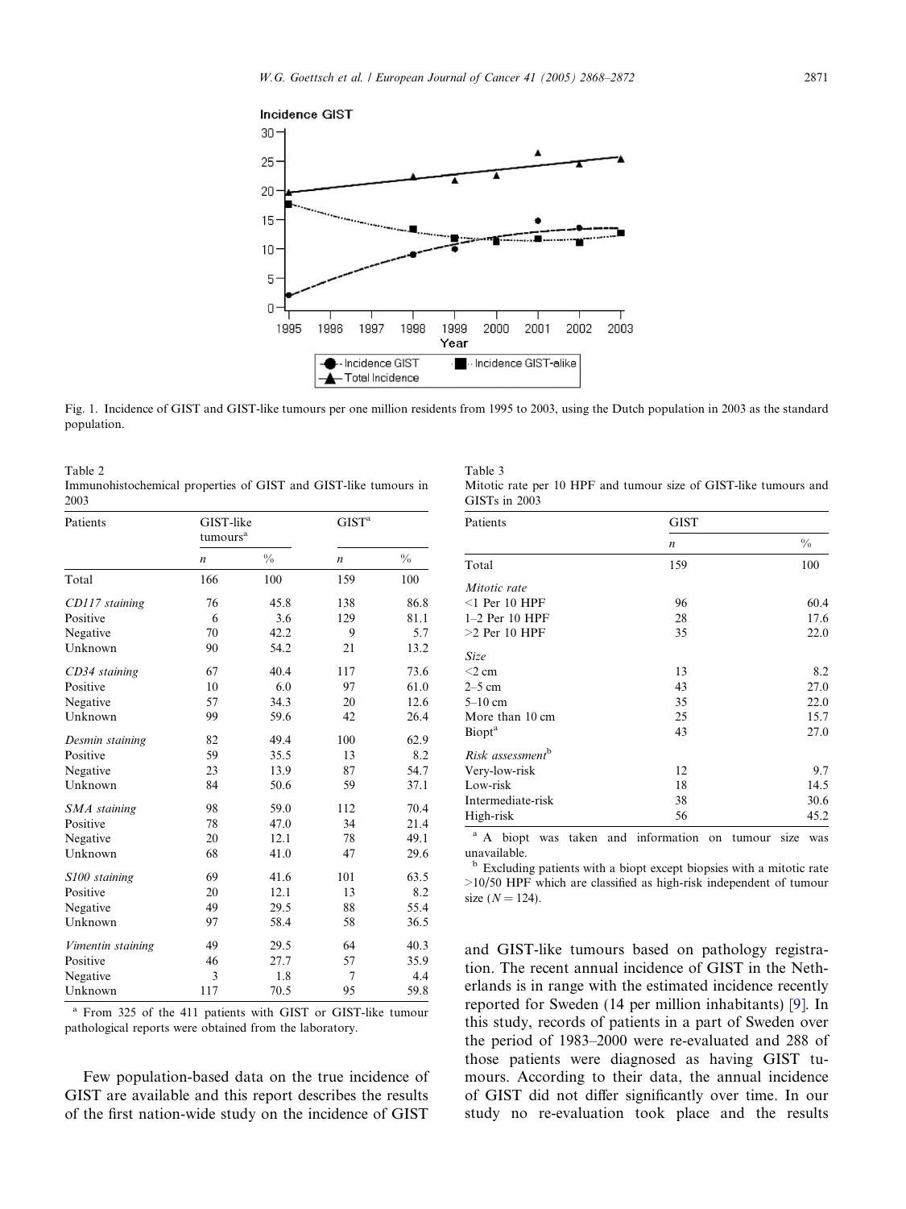Fig. 1. Incidence of GIST and GIST-like tumours per one million residents from 1995 to 2003, using the Dutch population in 2003 as the standard population.

Table 2
Immunohistochemical properties of GIST and GIST-like tumours in 2003

| Patients | GIST-like tumours[a] | | GIST[a] | |
|---|---|---|---|---|
| | *n* | % | *n* | % |
| Total | 166 | 100 | 159 | 100 |
| *CD117 staining* | 76 | 45.8 | 138 | 86.8 |
| Positive | 6 | 3.6 | 129 | 81.1 |
| Negative | 70 | 42.2 | 9 | 5.7 |
| Unknown | 90 | 54.2 | 21 | 13.2 |
| *CD34 staining* | 67 | 40.4 | 117 | 73.6 |
| Positive | 10 | 6.0 | 97 | 61.0 |
| Negative | 57 | 34.3 | 20 | 12.6 |
| Unknown | 99 | 59.6 | 42 | 26.4 |
| *Desmin staining* | 82 | 49.4 | 100 | 62.9 |
| Positive | 59 | 35.5 | 13 | 8.2 |
| Negative | 23 | 13.9 | 87 | 54.7 |
| Unknown | 84 | 50.6 | 59 | 37.1 |
| *SMA staining* | 98 | 59.0 | 112 | 70.4 |
| Positive | 78 | 47.0 | 34 | 21.4 |
| Negative | 20 | 12.1 | 78 | 49.1 |
| Unknown | 68 | 41.0 | 47 | 29.6 |
| *S100 staining* | 69 | 41.6 | 101 | 63.5 |
| Positive | 20 | 12.1 | 13 | 8.2 |
| Negative | 49 | 29.5 | 88 | 55.4 |
| Unknown | 97 | 58.4 | 58 | 36.5 |
| *Vimentin staining* | 49 | 29.5 | 64 | 40.3 |
| Positive | 46 | 27.7 | 57 | 35.9 |
| Negative | 3 | 1.8 | 7 | 4.4 |
| Unknown | 117 | 70.5 | 95 | 59.8 |

[a] From 325 of the 411 patients with GIST or GIST-like tumour pathological reports were obtained from the laboratory.

Table 3
Mitotic rate per 10 HPF and tumour size of GIST-like tumours and GISTs in 2003

| Patients | GIST | |
|---|---|---|
| | *n* | % |
| Total | 159 | 100 |
| *Mitotic rate* | | |
| <1 Per 10 HPF | 96 | 60.4 |
| 1–2 Per 10 HPF | 28 | 17.6 |
| >2 Per 10 HPF | 35 | 22.0 |
| *Size* | | |
| <2 cm | 13 | 8.2 |
| 2–5 cm | 43 | 27.0 |
| 5–10 cm | 35 | 22.0 |
| More than 10 cm | 25 | 15.7 |
| Biopt[a] | 43 | 27.0 |
| *Risk assessment*[b] | | |
| Very-low-risk | 12 | 9.7 |
| Low-risk | 18 | 14.5 |
| Intermediate-risk | 38 | 30.6 |
| High-risk | 56 | 45.2 |

[a] A biopt was taken and information on tumour size was unavailable.

[b] Excluding patients with a biopt except biopsies with a mitotic rate >10/50 HPF which are classified as high-risk independent of tumour size ($N = 124$).

Few population-based data on the true incidence of GIST are available and this report describes the results of the first nation-wide study on the incidence of GIST and GIST-like tumours based on pathology registration. The recent annual incidence of GIST in the Netherlands is in range with the estimated incidence recently reported for Sweden (14 per million inhabitants) [9]. In this study, records of patients in a part of Sweden over the period of 1983–2000 were re-evaluated and 288 of those patients were diagnosed as having GIST tumours. According to their data, the annual incidence of GIST did not differ significantly over time. In our study no re-evaluation took place and the results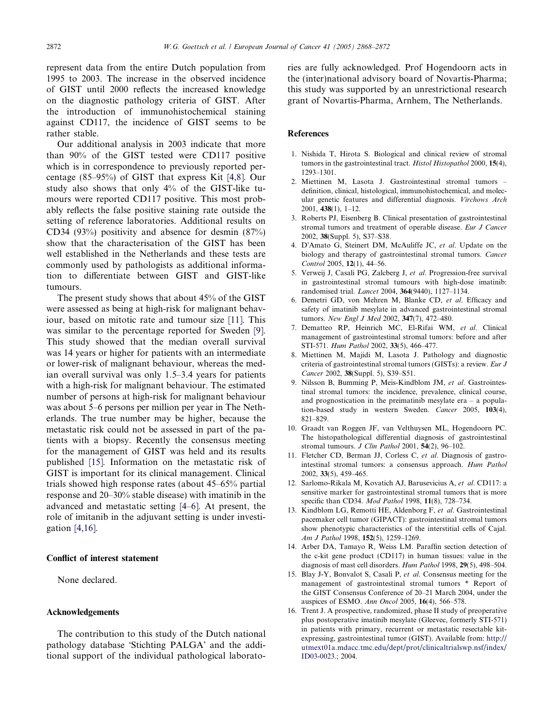represent data from the entire Dutch population from 1995 to 2003. The increase in the observed incidence of GIST until 2000 reflects the increased knowledge on the diagnostic pathology criteria of GIST. After the introduction of immunohistochemical staining against CD117, the incidence of GIST seems to be rather stable.

Our additional analysis in 2003 indicate that more than 90% of the GIST tested were CD117 positive which is in correspondence to previously reported percentage (85–95%) of GIST that express Kit [4,8]. Our study also shows that only 4% of the GIST-like tumours were reported CD117 positive. This most probably reflects the false positive staining rate outside the setting of reference laboratories. Additional results on CD34 (93%) positivity and absence for desmin (87%) show that the characterisation of the GIST has been well established in the Netherlands and these tests are commonly used by pathologists as additional information to differentiate between GIST and GIST-like tumours.

The present study shows that about 45% of the GIST were assessed as being at high-risk for malignant behaviour, based on mitotic rate and tumour size [11]. This was similar to the percentage reported for Sweden [9]. This study showed that the median overall survival was 14 years or higher for patients with an intermediate or lower-risk of malignant behaviour, whereas the median overall survival was only 1.5–3.4 years for patients with a high-risk for malignant behaviour. The estimated number of persons at high-risk for malignant behaviour was about 5–6 persons per million per year in The Netherlands. The true number may be higher, because the metastatic risk could not be assessed in part of the patients with a biopsy. Recently the consensus meeting for the management of GIST was held and its results published [15]. Information on the metastatic risk of GIST is important for its clinical management. Clinical trials showed high response rates (about 45–65% partial response and 20–30% stable disease) with imatinib in the advanced and metastatic setting [4–6]. At present, the role of imitanib in the adjuvant setting is under investigation [4,16].

## Conflict of interest statement

None declared.

## Acknowledgements

The contribution to this study of the Dutch national pathology database 'Stichting PALGA' and the additional support of the individual pathological laboratories are fully acknowledged. Prof Hogendoorn acts in the (inter)national advisory board of Novartis-Pharma; this study was supported by an unrestrictional research grant of Novartis-Pharma, Arnhem, The Netherlands.

## References

1. Nishida T, Hirota S. Biological and clinical review of stromal tumors in the gastrointestinal tract. *Histol Histopathol* 2000, **15**(4), 1293–1301.
2. Miettinen M, Lasota J. Gastrointestinal stromal tumors – definition, clinical, histological, immunohistochemical, and molecular genetic features and differential diagnosis. *Virchows Arch* 2001, **438**(1), 1–12.
3. Roberts PJ, Eisenberg B. Clinical presentation of gastrointestinal stromal tumors and treatment of operable disease. *Eur J Cancer* 2002, **38**(Suppl. 5), S37–S38.
4. D'Amato G, Steinert DM, McAuliffe JC, *et al*. Update on the biology and therapy of gastrointestinal stromal tumors. *Cancer Control* 2005, **12**(1), 44–56.
5. Verweij J, Casali PG, Zalcberg J, *et al*. Progression-free survival in gastrointestinal stromal tumours with high-dose imatinib: randomised trial. *Lancet* 2004, **364**(9440), 1127–1134.
6. Demetri GD, von Mehren M, Blanke CD, *et al*. Efficacy and safety of imatinib mesylate in advanced gastrointestinal stromal tumors. *New Engl J Med* 2002, **347**(7), 472–480.
7. Dematteo RP, Heinrich MC, El-Rifai WM, *et al*. Clinical management of gastrointestinal stromal tumors: before and after STI-571. *Hum Pathol* 2002, **33**(5), 466–477.
8. Miettinen M, Majidi M, Lasota J. Pathology and diagnostic criteria of gastrointestinal stromal tumors (GISTs): a review. *Eur J Cancer* 2002, **38**(Suppl. 5), S39–S51.
9. Nilsson B, Bumming P, Meis-Kindblom JM, *et al*. Gastrointestinal stromal tumors: the incidence, prevalence, clinical course, and prognostication in the preimatinib mesylate era – a population-based study in western Sweden. *Cancer* 2005, **103**(4), 821–829.
10. Graadt van Roggen JF, van Velthuysen ML, Hogendoorn PC. The histopathological differential diagnosis of gastrointestinal stromal tumours. *J Clin Pathol* 2001, **54**(2), 96–102.
11. Fletcher CD, Berman JJ, Corless C, *et al*. Diagnosis of gastrointestinal stromal tumors: a consensus approach. *Hum Pathol* 2002, **33**(5), 459–465.
12. Sarlomo-Rikala M, Kovatich AJ, Barusevicius A, *et al*. CD117: a sensitive marker for gastrointestinal stromal tumors that is more specific than CD34. *Mod Pathol* 1998, **11**(8), 728–734.
13. Kindblom LG, Remotti HE, Aldenborg F, *et al*. Gastrointestinal pacemaker cell tumor (GIPACT): gastrointestinal stromal tumors show phenotypic characteristics of the interstitial cells of Cajal. *Am J Pathol* 1998, **152**(5), 1259–1269.
14. Arber DA, Tamayo R, Weiss LM. Paraffin section detection of the c-kit gene product (CD117) in human tissues: value in the diagnosis of mast cell disorders. *Hum Pathol* 1998, **29**(5), 498–504.
15. Blay J-Y, Bonvalot S, Casali P, *et al*. Consensus meeting for the management of gastrointestinal stromal tumors * Report of the GIST Consensus Conference of 20–21 March 2004, under the auspices of ESMO. *Ann Oncol* 2005, **16**(4), 566–578.
16. Trent J. A prospective, randomized, phase II study of preoperative plus postoperative imatinib mesylate (Gleevec, formerly STI-571) in patients with primary, recurrent or metastatic resectable kit-expressing, gastrointestinal tumor (GIST). Available from: http://utmext01a.mdacc.tmc.edu/dept/prot/clinicaltrialswp.nsf/index/ID03-0023.; 2004.